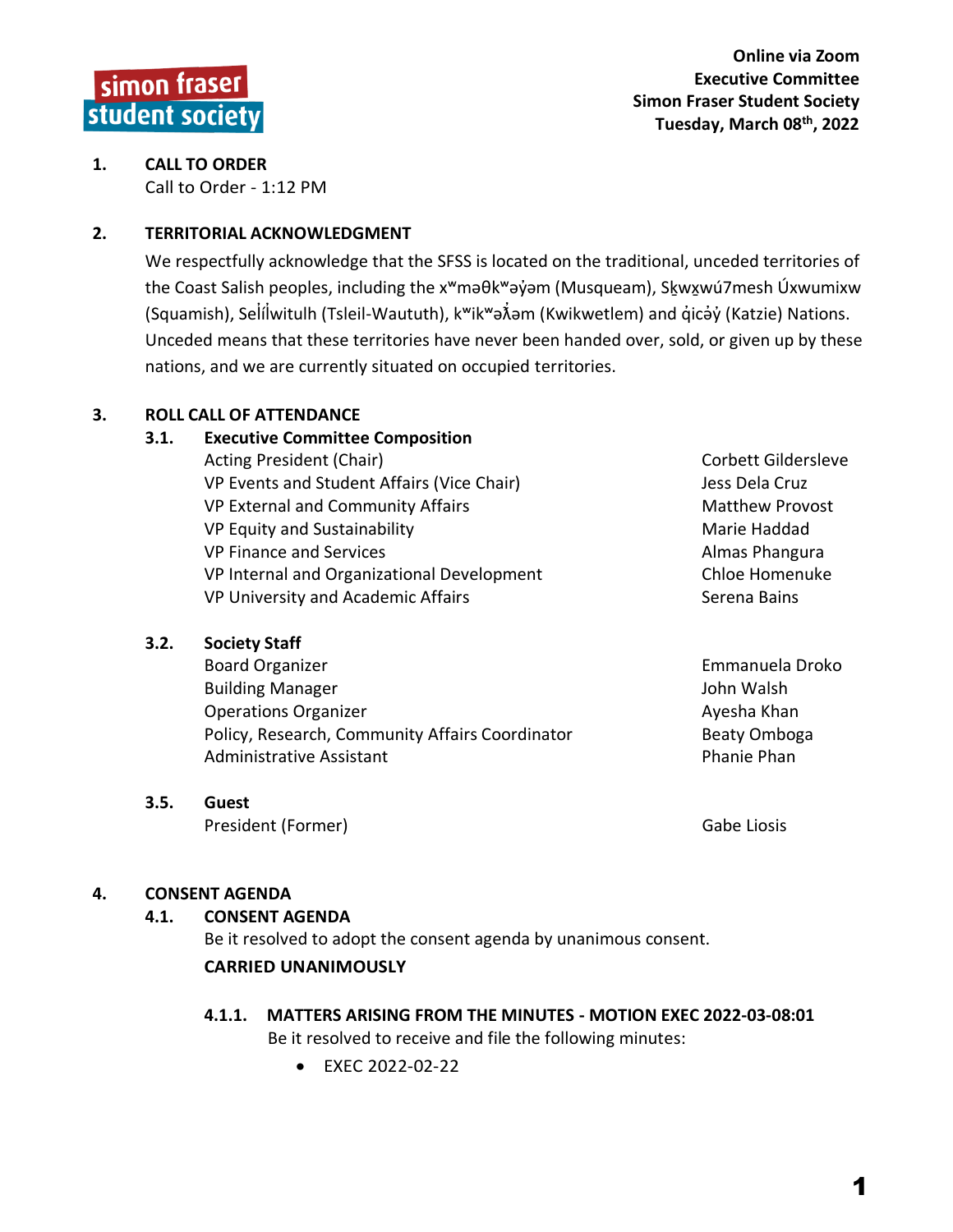simon fraser student society

**Online via Zoom**
**Executive Committee**
**Simon Fraser Student Society**
**Tuesday, March 08th, 2022**

## 1. CALL TO ORDER

Call to Order - 1:12 PM

## 2. TERRITORIAL ACKNOWLEDGMENT

We respectfully acknowledge that the SFSS is located on the traditional, unceded territories of the Coast Salish peoples, including the xʷməθkʷəy̓əm (Musqueam), Sḵwx̱wú7mesh Úxwumixw (Squamish), Səl̓ílwitulh (Tsleil-Waututh), kʷikʷəƛ̓əm (Kwikwetlem) and q̓icə̓y̓ (Katzie) Nations. Unceded means that these territories have never been handed over, sold, or given up by these nations, and we are currently situated on occupied territories.

## 3. ROLL CALL OF ATTENDANCE

### 3.1. Executive Committee Composition

| | |
|---|---|
| Acting President (Chair) | Corbett Gildersleve |
| VP Events and Student Affairs (Vice Chair) | Jess Dela Cruz |
| VP External and Community Affairs | Matthew Provost |
| VP Equity and Sustainability | Marie Haddad |
| VP Finance and Services | Almas Phangura |
| VP Internal and Organizational Development | Chloe Homenuke |
| VP University and Academic Affairs | Serena Bains |

### 3.2. Society Staff

| | |
|---|---|
| Board Organizer | Emmanuela Droko |
| Building Manager | John Walsh |
| Operations Organizer | Ayesha Khan |
| Policy, Research, Community Affairs Coordinator | Beaty Omboga |
| Administrative Assistant | Phanie Phan |

### 3.5. Guest

| | |
|---|---|
| President (Former) | Gabe Liosis |

## 4. CONSENT AGENDA

### 4.1. CONSENT AGENDA

Be it resolved to adopt the consent agenda by unanimous consent.

**CARRIED UNANIMOUSLY**

#### 4.1.1. MATTERS ARISING FROM THE MINUTES - MOTION EXEC 2022-03-08:01

Be it resolved to receive and file the following minutes:

- EXEC 2022-02-22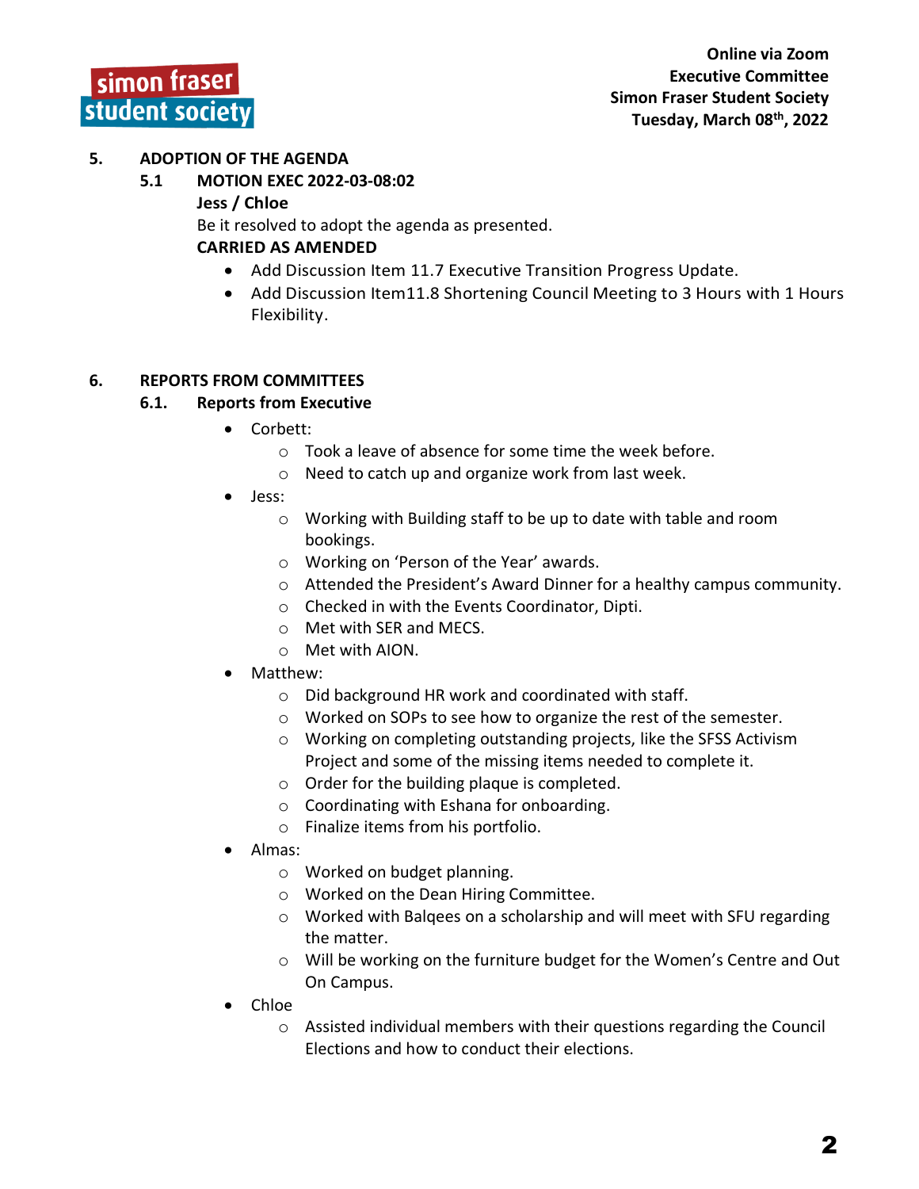## 5. ADOPTION OF THE AGENDA

### 5.1 MOTION EXEC 2022-03-08:02

**Jess / Chloe**

Be it resolved to adopt the agenda as presented.

**CARRIED AS AMENDED**

- Add Discussion Item 11.7 Executive Transition Progress Update.
- Add Discussion Item11.8 Shortening Council Meeting to 3 Hours with 1 Hours Flexibility.

## 6. REPORTS FROM COMMITTEES

### 6.1. Reports from Executive

- Corbett:
  - Took a leave of absence for some time the week before.
  - Need to catch up and organize work from last week.
- Jess:
  - Working with Building staff to be up to date with table and room bookings.
  - Working on 'Person of the Year' awards.
  - Attended the President's Award Dinner for a healthy campus community.
  - Checked in with the Events Coordinator, Dipti.
  - Met with SER and MECS.
  - Met with AION.
- Matthew:
  - Did background HR work and coordinated with staff.
  - Worked on SOPs to see how to organize the rest of the semester.
  - Working on completing outstanding projects, like the SFSS Activism Project and some of the missing items needed to complete it.
  - Order for the building plaque is completed.
  - Coordinating with Eshana for onboarding.
  - Finalize items from his portfolio.
- Almas:
  - Worked on budget planning.
  - Worked on the Dean Hiring Committee.
  - Worked with Balqees on a scholarship and will meet with SFU regarding the matter.
  - Will be working on the furniture budget for the Women's Centre and Out On Campus.
- Chloe
  - Assisted individual members with their questions regarding the Council Elections and how to conduct their elections.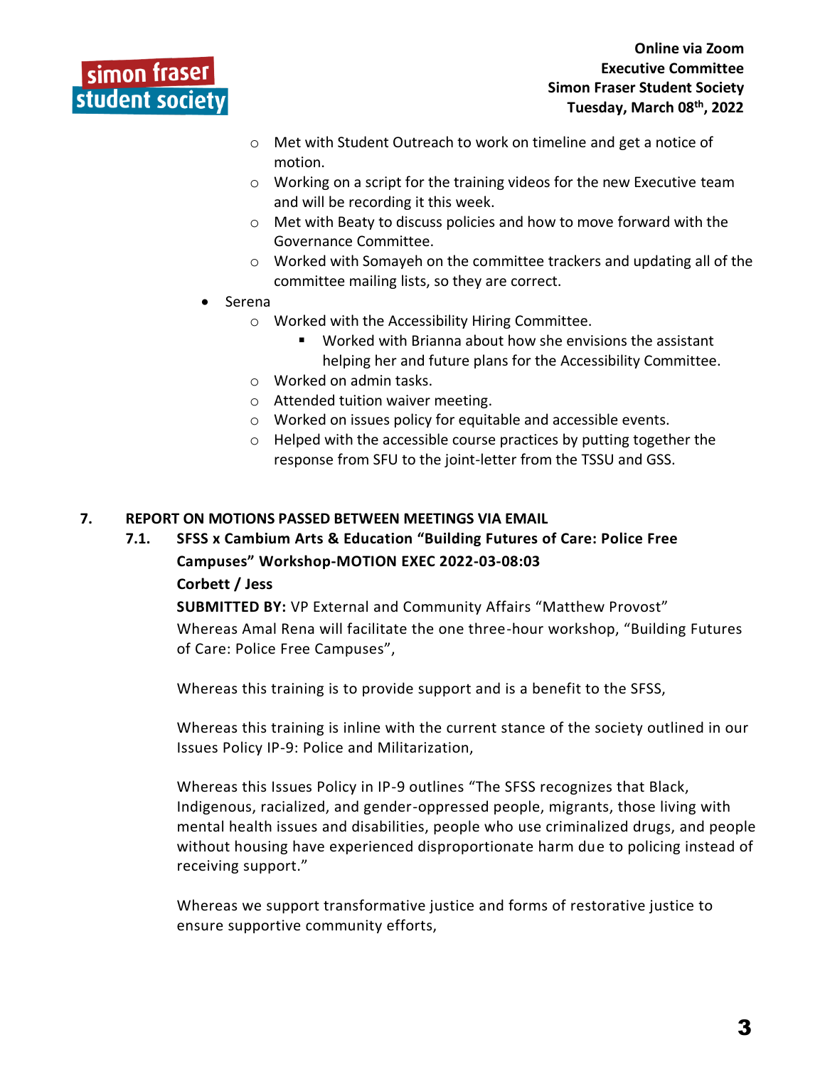- Met with Student Outreach to work on timeline and get a notice of motion.
  - Working on a script for the training videos for the new Executive team and will be recording it this week.
  - Met with Beaty to discuss policies and how to move forward with the Governance Committee.
  - Worked with Somayeh on the committee trackers and updating all of the committee mailing lists, so they are correct.
- Serena
  - Worked with the Accessibility Hiring Committee.
    - Worked with Brianna about how she envisions the assistant helping her and future plans for the Accessibility Committee.
  - Worked on admin tasks.
  - Attended tuition waiver meeting.
  - Worked on issues policy for equitable and accessible events.
  - Helped with the accessible course practices by putting together the response from SFU to the joint-letter from the TSSU and GSS.

## 7. REPORT ON MOTIONS PASSED BETWEEN MEETINGS VIA EMAIL

### 7.1. SFSS x Cambium Arts & Education "Building Futures of Care: Police Free Campuses" Workshop-MOTION EXEC 2022-03-08:03

**Corbett / Jess**

**SUBMITTED BY:** VP External and Community Affairs "Matthew Provost"

Whereas Amal Rena will facilitate the one three-hour workshop, "Building Futures of Care: Police Free Campuses",

Whereas this training is to provide support and is a benefit to the SFSS,

Whereas this training is inline with the current stance of the society outlined in our Issues Policy IP-9: Police and Militarization,

Whereas this Issues Policy in IP-9 outlines "The SFSS recognizes that Black, Indigenous, racialized, and gender-oppressed people, migrants, those living with mental health issues and disabilities, people who use criminalized drugs, and people without housing have experienced disproportionate harm due to policing instead of receiving support."

Whereas we support transformative justice and forms of restorative justice to ensure supportive community efforts,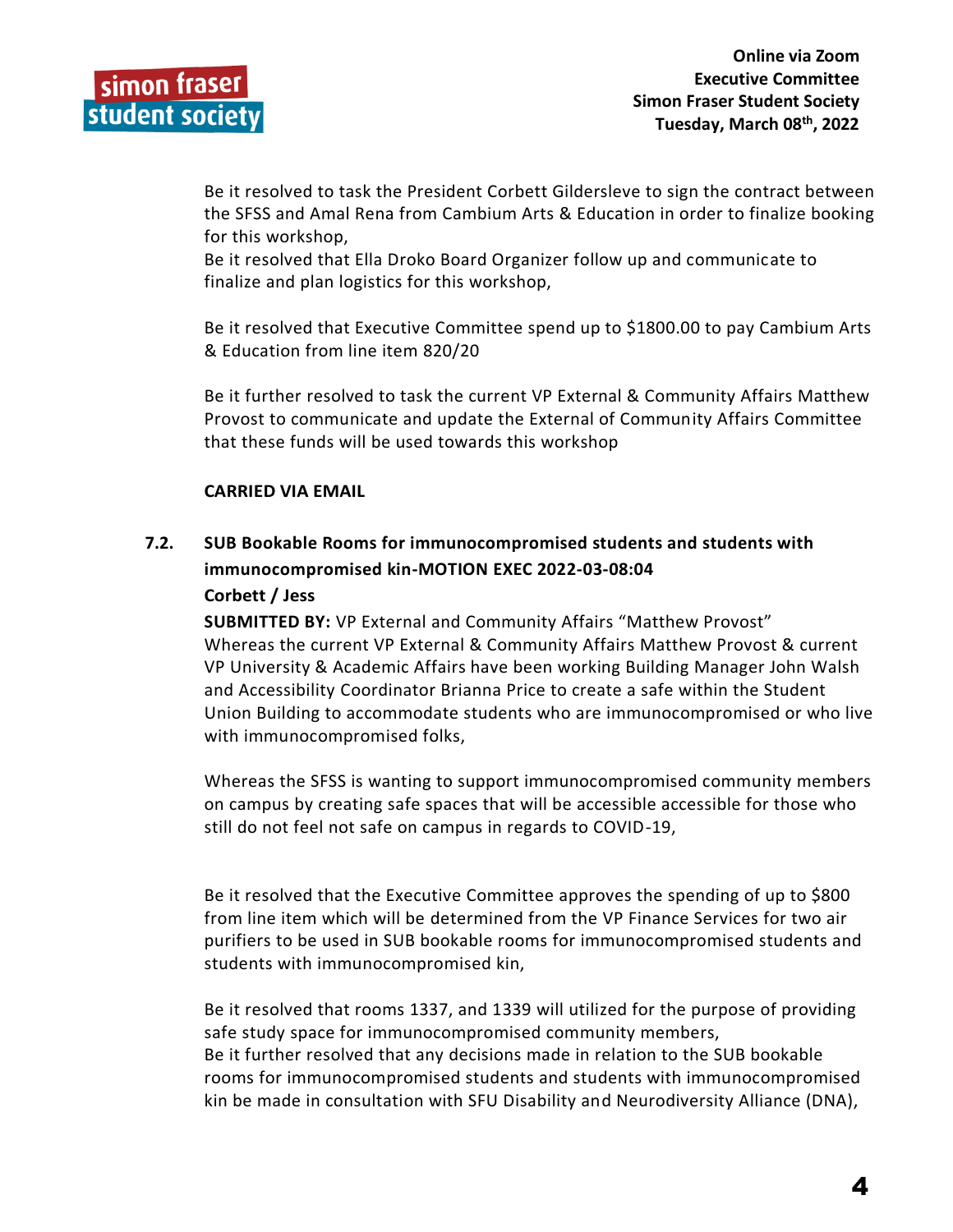Be it resolved to task the President Corbett Gildersleve to sign the contract between the SFSS and Amal Rena from Cambium Arts & Education in order to finalize booking for this workshop,

Be it resolved that Ella Droko Board Organizer follow up and communicate to finalize and plan logistics for this workshop,

Be it resolved that Executive Committee spend up to $1800.00 to pay Cambium Arts & Education from line item 820/20

Be it further resolved to task the current VP External & Community Affairs Matthew Provost to communicate and update the External of Community Affairs Committee that these funds will be used towards this workshop

**CARRIED VIA EMAIL**

**7.2. SUB Bookable Rooms for immunocompromised students and students with immunocompromised kin-MOTION EXEC 2022-03-08:04**

**Corbett / Jess**

**SUBMITTED BY:** VP External and Community Affairs "Matthew Provost"

Whereas the current VP External & Community Affairs Matthew Provost & current VP University & Academic Affairs have been working Building Manager John Walsh and Accessibility Coordinator Brianna Price to create a safe within the Student Union Building to accommodate students who are immunocompromised or who live with immunocompromised folks,

Whereas the SFSS is wanting to support immunocompromised community members on campus by creating safe spaces that will be accessible accessible for those who still do not feel not safe on campus in regards to COVID-19,

Be it resolved that the Executive Committee approves the spending of up to $800 from line item which will be determined from the VP Finance Services for two air purifiers to be used in SUB bookable rooms for immunocompromised students and students with immunocompromised kin,

Be it resolved that rooms 1337, and 1339 will utilized for the purpose of providing safe study space for immunocompromised community members,

Be it further resolved that any decisions made in relation to the SUB bookable rooms for immunocompromised students and students with immunocompromised kin be made in consultation with SFU Disability and Neurodiversity Alliance (DNA),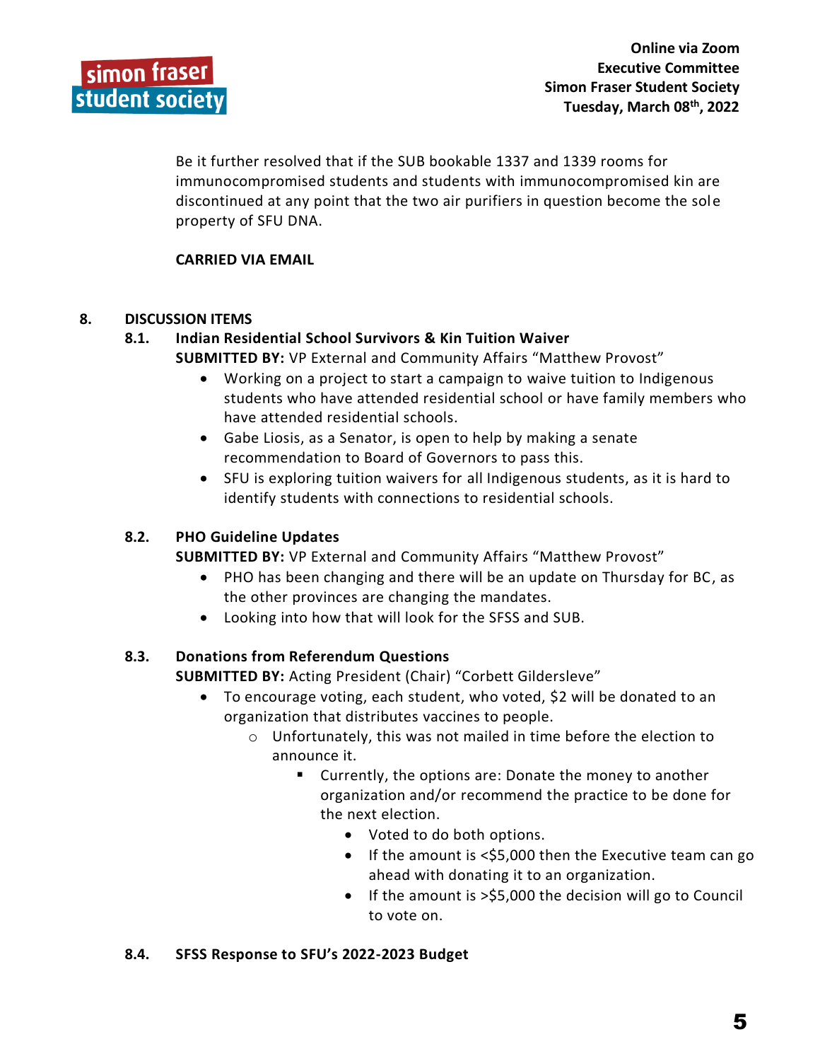Be it further resolved that if the SUB bookable 1337 and 1339 rooms for immunocompromised students and students with immunocompromised kin are discontinued at any point that the two air purifiers in question become the sole property of SFU DNA.

**CARRIED VIA EMAIL**

## 8. DISCUSSION ITEMS

### 8.1. Indian Residential School Survivors & Kin Tuition Waiver

**SUBMITTED BY:** VP External and Community Affairs "Matthew Provost"

- Working on a project to start a campaign to waive tuition to Indigenous students who have attended residential school or have family members who have attended residential schools.
- Gabe Liosis, as a Senator, is open to help by making a senate recommendation to Board of Governors to pass this.
- SFU is exploring tuition waivers for all Indigenous students, as it is hard to identify students with connections to residential schools.

### 8.2. PHO Guideline Updates

**SUBMITTED BY:** VP External and Community Affairs "Matthew Provost"

- PHO has been changing and there will be an update on Thursday for BC, as the other provinces are changing the mandates.
- Looking into how that will look for the SFSS and SUB.

### 8.3. Donations from Referendum Questions

**SUBMITTED BY:** Acting President (Chair) "Corbett Gildersleve"

- To encourage voting, each student, who voted, $2 will be donated to an organization that distributes vaccines to people.
  - Unfortunately, this was not mailed in time before the election to announce it.
    - Currently, the options are: Donate the money to another organization and/or recommend the practice to be done for the next election.
      - Voted to do both options.
      - If the amount is <$5,000 then the Executive team can go ahead with donating it to an organization.
      - If the amount is >$5,000 the decision will go to Council to vote on.

### 8.4. SFSS Response to SFU's 2022-2023 Budget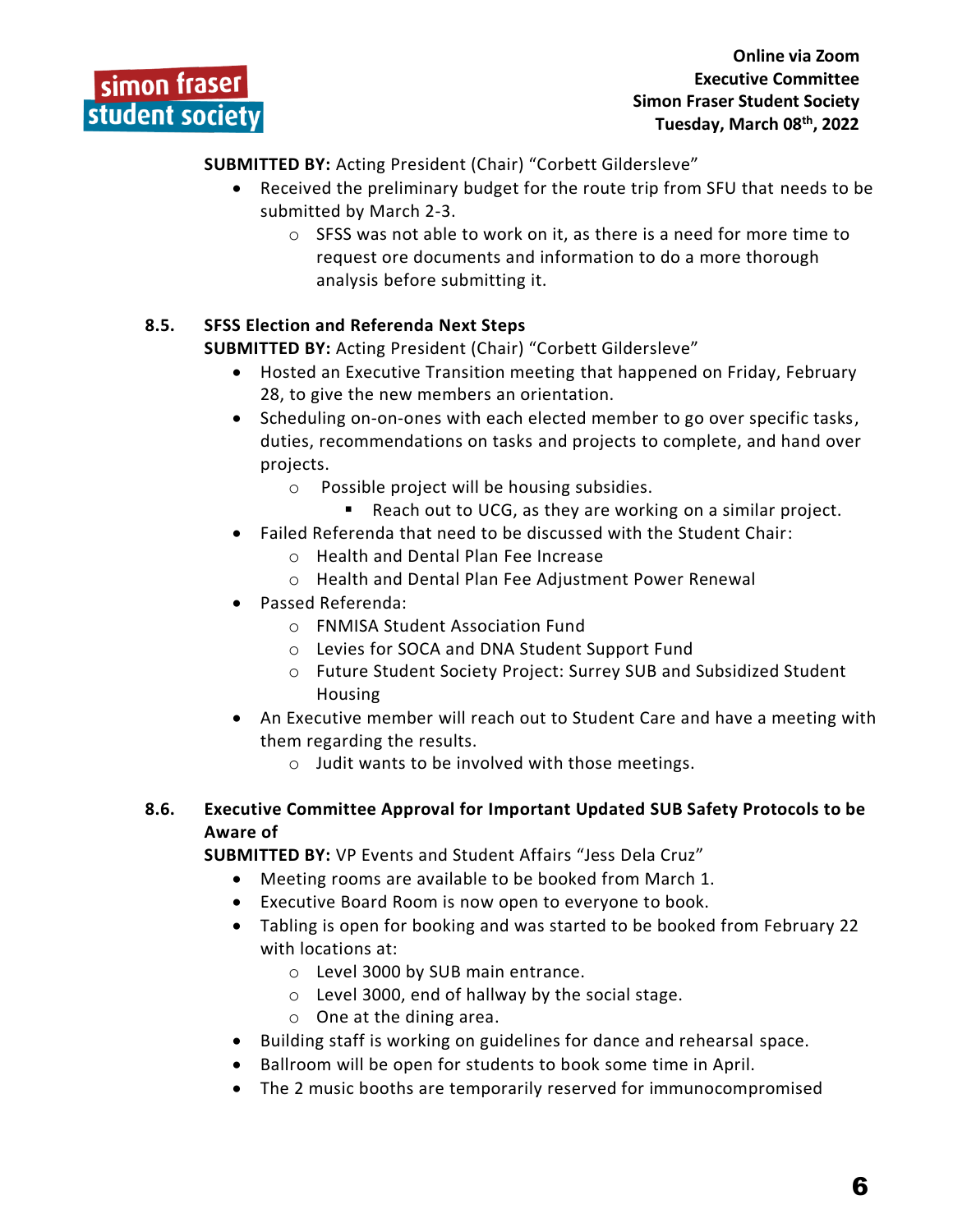**SUBMITTED BY:** Acting President (Chair) "Corbett Gildersleve"

- Received the preliminary budget for the route trip from SFU that needs to be submitted by March 2-3.
  - SFSS was not able to work on it, as there is a need for more time to request ore documents and information to do a more thorough analysis before submitting it.

### 8.5. SFSS Election and Referenda Next Steps

**SUBMITTED BY:** Acting President (Chair) "Corbett Gildersleve"

- Hosted an Executive Transition meeting that happened on Friday, February 28, to give the new members an orientation.
- Scheduling on-on-ones with each elected member to go over specific tasks, duties, recommendations on tasks and projects to complete, and hand over projects.
  - Possible project will be housing subsidies.
    - Reach out to UCG, as they are working on a similar project.
- Failed Referenda that need to be discussed with the Student Chair:
  - Health and Dental Plan Fee Increase
  - Health and Dental Plan Fee Adjustment Power Renewal
- Passed Referenda:
  - FNMISA Student Association Fund
  - Levies for SOCA and DNA Student Support Fund
  - Future Student Society Project: Surrey SUB and Subsidized Student Housing
- An Executive member will reach out to Student Care and have a meeting with them regarding the results.
  - Judit wants to be involved with those meetings.

### 8.6. Executive Committee Approval for Important Updated SUB Safety Protocols to be Aware of

**SUBMITTED BY:** VP Events and Student Affairs "Jess Dela Cruz"

- Meeting rooms are available to be booked from March 1.
- Executive Board Room is now open to everyone to book.
- Tabling is open for booking and was started to be booked from February 22 with locations at:
  - Level 3000 by SUB main entrance.
  - Level 3000, end of hallway by the social stage.
  - One at the dining area.
- Building staff is working on guidelines for dance and rehearsal space.
- Ballroom will be open for students to book some time in April.
- The 2 music booths are temporarily reserved for immunocompromised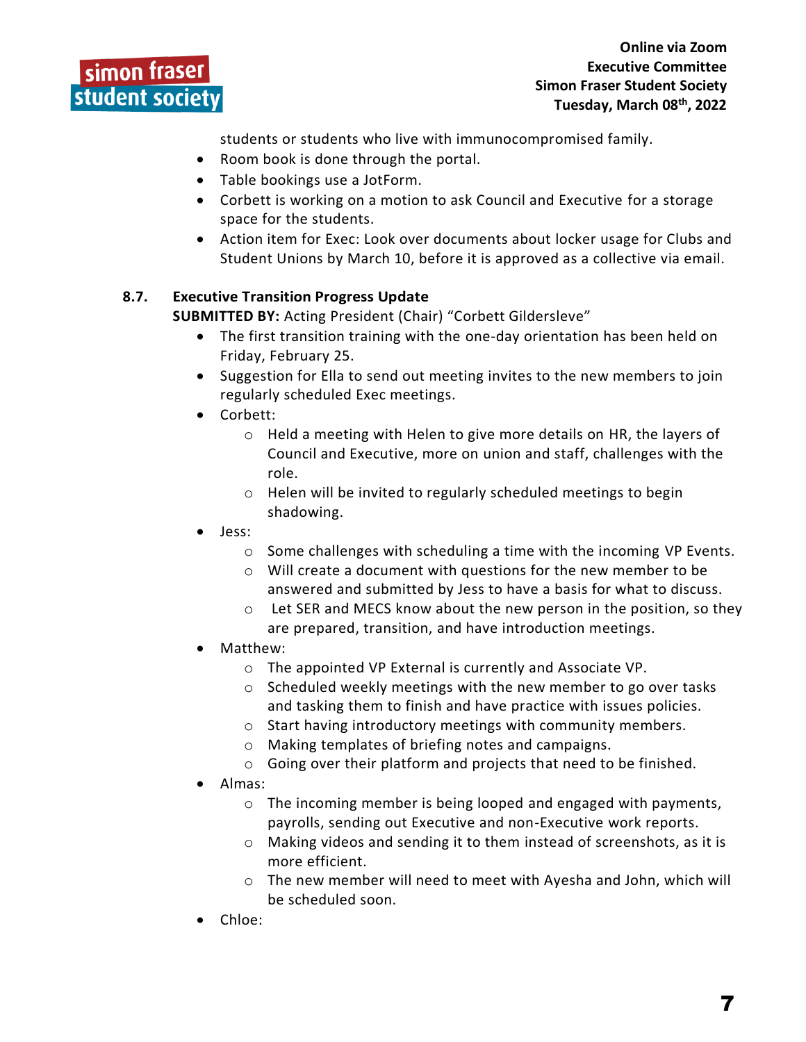students or students who live with immunocompromised family.

- Room book is done through the portal.
- Table bookings use a JotForm.
- Corbett is working on a motion to ask Council and Executive for a storage space for the students.
- Action item for Exec: Look over documents about locker usage for Clubs and Student Unions by March 10, before it is approved as a collective via email.

### 8.7. Executive Transition Progress Update

**SUBMITTED BY:** Acting President (Chair) "Corbett Gildersleve"

- The first transition training with the one-day orientation has been held on Friday, February 25.
- Suggestion for Ella to send out meeting invites to the new members to join regularly scheduled Exec meetings.
- Corbett:
  - Held a meeting with Helen to give more details on HR, the layers of Council and Executive, more on union and staff, challenges with the role.
  - Helen will be invited to regularly scheduled meetings to begin shadowing.
- Jess:
  - Some challenges with scheduling a time with the incoming VP Events.
  - Will create a document with questions for the new member to be answered and submitted by Jess to have a basis for what to discuss.
  - Let SER and MECS know about the new person in the position, so they are prepared, transition, and have introduction meetings.
- Matthew:
  - The appointed VP External is currently and Associate VP.
  - Scheduled weekly meetings with the new member to go over tasks and tasking them to finish and have practice with issues policies.
  - Start having introductory meetings with community members.
  - Making templates of briefing notes and campaigns.
  - Going over their platform and projects that need to be finished.
- Almas:
  - The incoming member is being looped and engaged with payments, payrolls, sending out Executive and non-Executive work reports.
  - Making videos and sending it to them instead of screenshots, as it is more efficient.
  - The new member will need to meet with Ayesha and John, which will be scheduled soon.
- Chloe: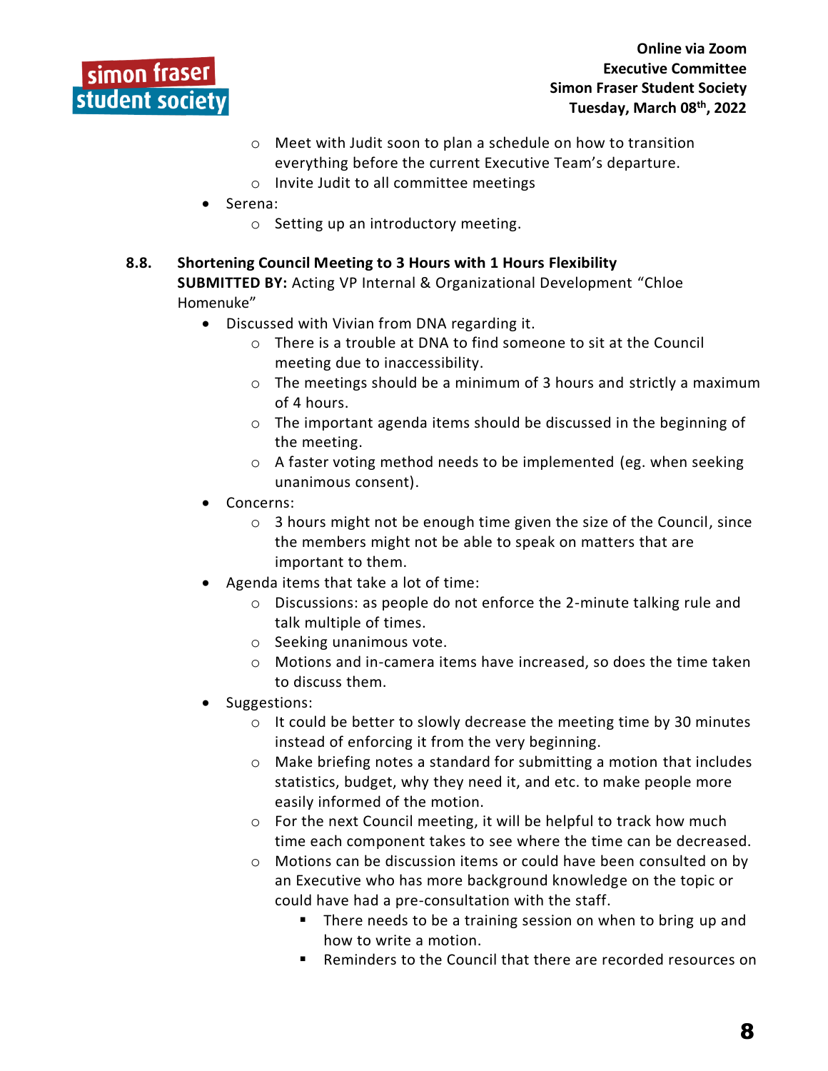- Meet with Judit soon to plan a schedule on how to transition everything before the current Executive Team's departure.
- Invite Judit to all committee meetings
- Serena:
  - Setting up an introductory meeting.

### 8.8. Shortening Council Meeting to 3 Hours with 1 Hours Flexibility

**SUBMITTED BY:** Acting VP Internal & Organizational Development "Chloe Homenuke"

- Discussed with Vivian from DNA regarding it.
  - There is a trouble at DNA to find someone to sit at the Council meeting due to inaccessibility.
  - The meetings should be a minimum of 3 hours and strictly a maximum of 4 hours.
  - The important agenda items should be discussed in the beginning of the meeting.
  - A faster voting method needs to be implemented (eg. when seeking unanimous consent).
- Concerns:
  - 3 hours might not be enough time given the size of the Council, since the members might not be able to speak on matters that are important to them.
- Agenda items that take a lot of time:
  - Discussions: as people do not enforce the 2-minute talking rule and talk multiple of times.
  - Seeking unanimous vote.
  - Motions and in-camera items have increased, so does the time taken to discuss them.
- Suggestions:
  - It could be better to slowly decrease the meeting time by 30 minutes instead of enforcing it from the very beginning.
  - Make briefing notes a standard for submitting a motion that includes statistics, budget, why they need it, and etc. to make people more easily informed of the motion.
  - For the next Council meeting, it will be helpful to track how much time each component takes to see where the time can be decreased.
  - Motions can be discussion items or could have been consulted on by an Executive who has more background knowledge on the topic or could have had a pre-consultation with the staff.
    - There needs to be a training session on when to bring up and how to write a motion.
    - Reminders to the Council that there are recorded resources on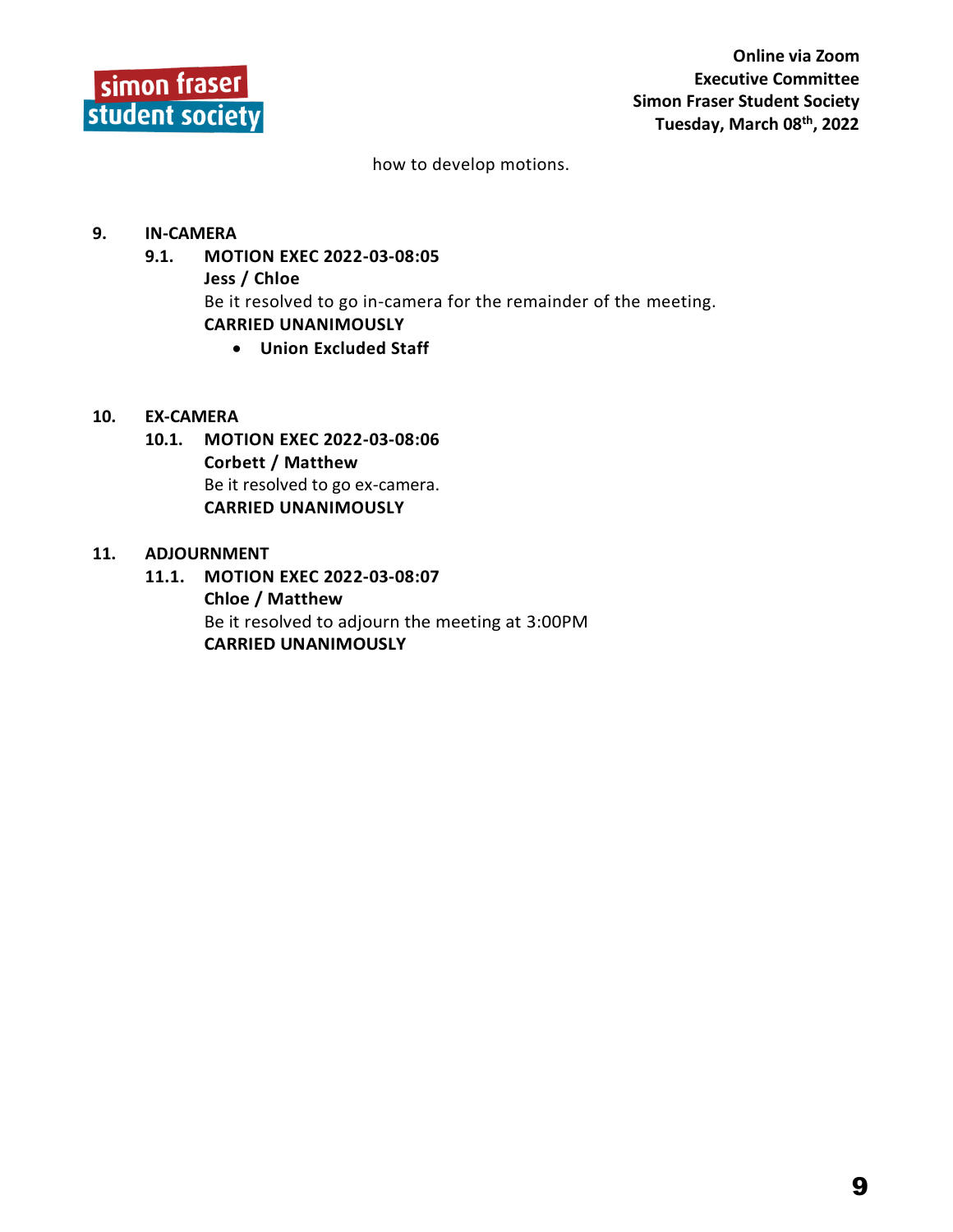how to develop motions.

**9. IN-CAMERA**

**9.1. MOTION EXEC 2022-03-08:05**
**Jess / Chloe**
Be it resolved to go in-camera for the remainder of the meeting.
**CARRIED UNANIMOUSLY**

- **Union Excluded Staff**

**10. EX-CAMERA**

**10.1. MOTION EXEC 2022-03-08:06**
**Corbett / Matthew**
Be it resolved to go ex-camera.
**CARRIED UNANIMOUSLY**

**11. ADJOURNMENT**

**11.1. MOTION EXEC 2022-03-08:07**
**Chloe / Matthew**
Be it resolved to adjourn the meeting at 3:00PM
**CARRIED UNANIMOUSLY**